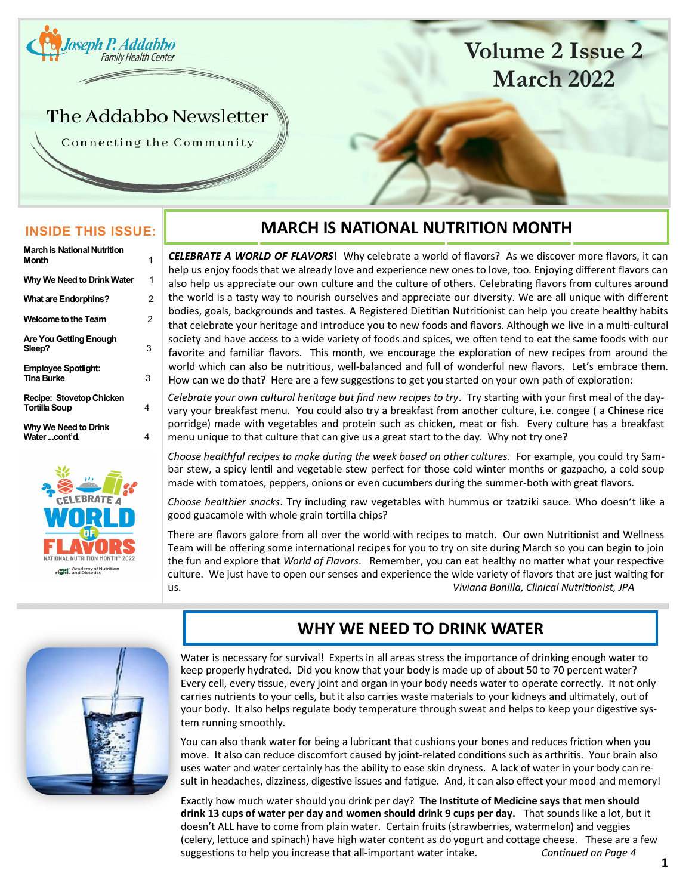Joseph P. Addabbo Family Health Center

# The Addabbo Newsletter

Connecting the Community

Volume 2 Issue 2
March 2022

**INSIDE THIS ISSUE:**

| | |
|---|---|
| March is National Nutrition Month | 1 |
| Why We Need to Drink Water | 1 |
| What are Endorphins? | 2 |
| Welcome to the Team | 2 |
| Are You Getting Enough Sleep? | 3 |
| Employee Spotlight: Tina Burke | 3 |
| Recipe: Stovetop Chicken Tortilla Soup | 4 |
| Why We Need to Drink Water ...cont'd. | 4 |

CELEBRATE A WORLD OF FLAVORS
NATIONAL NUTRITION MONTH® 2022
eat right. Academy of Nutrition and Dietetics

## MARCH IS NATIONAL NUTRITION MONTH

***CELEBRATE A WORLD OF FLAVORS***! Why celebrate a world of flavors? As we discover more flavors, it can help us enjoy foods that we already love and experience new ones to love, too. Enjoying different flavors can also help us appreciate our own culture and the culture of others. Celebrating flavors from cultures around the world is a tasty way to nourish ourselves and appreciate our diversity. We are all unique with different bodies, goals, backgrounds and tastes. A Registered Dietitian Nutritionist can help you create healthy habits that celebrate your heritage and introduce you to new foods and flavors. Although we live in a multi-cultural society and have access to a wide variety of foods and spices, we often tend to eat the same foods with our favorite and familiar flavors. This month, we encourage the exploration of new recipes from around the world which can also be nutritious, well-balanced and full of wonderful new flavors. Let's embrace them. How can we do that? Here are a few suggestions to get you started on your own path of exploration:

*Celebrate your own cultural heritage but find new recipes to try*. Try starting with your first meal of the day-vary your breakfast menu. You could also try a breakfast from another culture, i.e. congee ( a Chinese rice porridge) made with vegetables and protein such as chicken, meat or fish. Every culture has a breakfast menu unique to that culture that can give us a great start to the day. Why not try one?

*Choose healthful recipes to make during the week based on other cultures*. For example, you could try Sambar stew, a spicy lentil and vegetable stew perfect for those cold winter months or gazpacho, a cold soup made with tomatoes, peppers, onions or even cucumbers during the summer-both with great flavors.

*Choose healthier snacks*. Try including raw vegetables with hummus or tzatziki sauce. Who doesn't like a good guacamole with whole grain tortilla chips?

There are flavors galore from all over the world with recipes to match. Our own Nutritionist and Wellness Team will be offering some international recipes for you to try on site during March so you can begin to join the fun and explore that *World of Flavors*. Remember, you can eat healthy no matter what your respective culture. We just have to open our senses and experience the wide variety of flavors that are just waiting for us.

*Viviana Bonilla, Clinical Nutritionist, JPA*

## WHY WE NEED TO DRINK WATER

Water is necessary for survival! Experts in all areas stress the importance of drinking enough water to keep properly hydrated. Did you know that your body is made up of about 50 to 70 percent water? Every cell, every tissue, every joint and organ in your body needs water to operate correctly. It not only carries nutrients to your cells, but it also carries waste materials to your kidneys and ultimately, out of your body. It also helps regulate body temperature through sweat and helps to keep your digestive system running smoothly.

You can also thank water for being a lubricant that cushions your bones and reduces friction when you move. It also can reduce discomfort caused by joint-related conditions such as arthritis. Your brain also uses water and water certainly has the ability to ease skin dryness. A lack of water in your body can result in headaches, dizziness, digestive issues and fatigue. And, it can also effect your mood and memory!

Exactly how much water should you drink per day? **The Institute of Medicine says that men should drink 13 cups of water per day and women should drink 9 cups per day.** That sounds like a lot, but it doesn't ALL have to come from plain water. Certain fruits (strawberries, watermelon) and veggies (celery, lettuce and spinach) have high water content as do yogurt and cottage cheese. These are a few suggestions to help you increase that all-important water intake. *Continued on Page 4*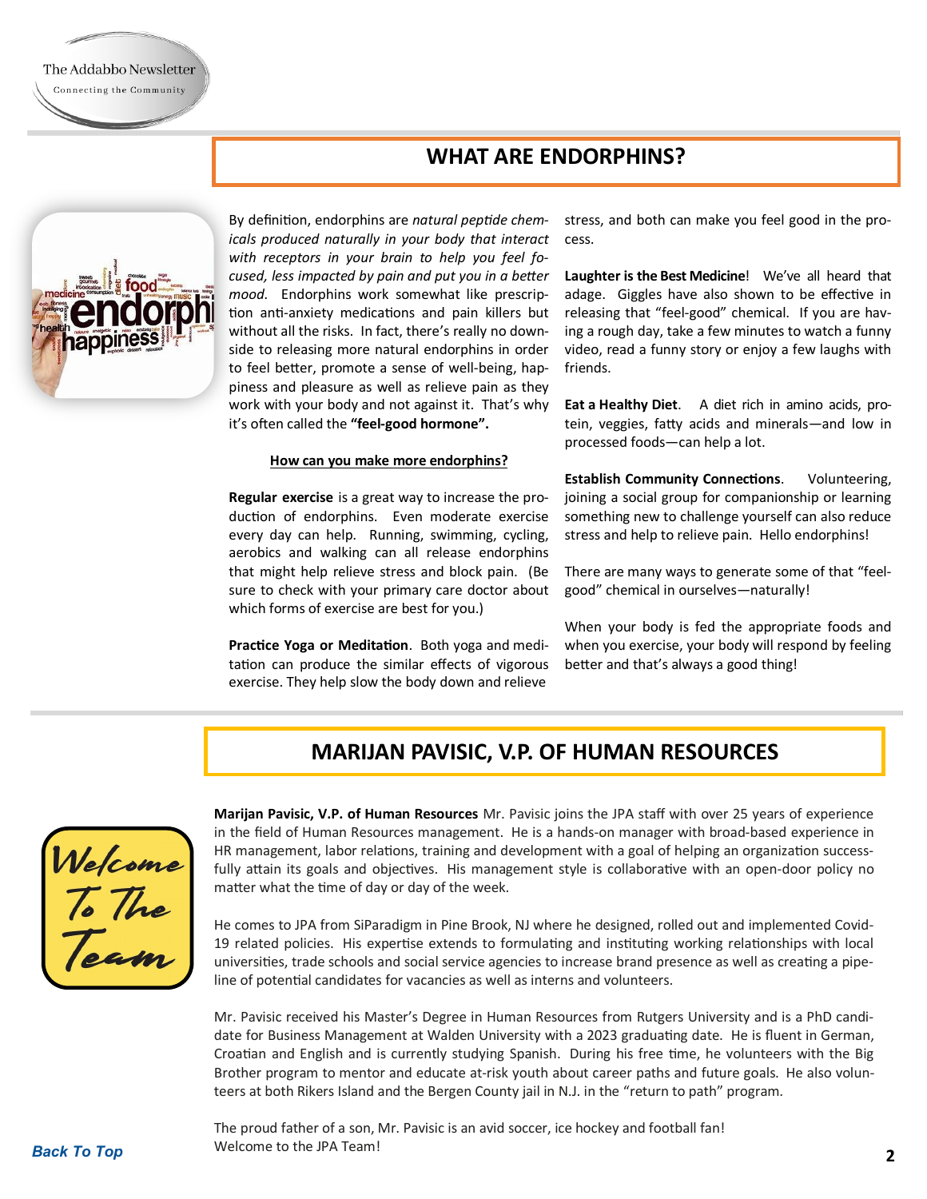## WHAT ARE ENDORPHINS?

By definition, endorphins are *natural peptide chemicals produced naturally in your body that interact with receptors in your brain to help you feel focused, less impacted by pain and put you in a better mood.* Endorphins work somewhat like prescription anti-anxiety medications and pain killers but without all the risks. In fact, there's really no downside to releasing more natural endorphins in order to feel better, promote a sense of well-being, happiness and pleasure as well as relieve pain as they work with your body and not against it. That's why it's often called the **"feel-good hormone".**

**How can you make more endorphins?**

**Regular exercise** is a great way to increase the production of endorphins. Even moderate exercise every day can help. Running, swimming, cycling, aerobics and walking can all release endorphins that might help relieve stress and block pain. (Be sure to check with your primary care doctor about which forms of exercise are best for you.)

**Practice Yoga or Meditation**. Both yoga and meditation can produce the similar effects of vigorous exercise. They help slow the body down and relieve stress, and both can make you feel good in the process.

**Laughter is the Best Medicine**! We've all heard that adage. Giggles have also shown to be effective in releasing that "feel-good" chemical. If you are having a rough day, take a few minutes to watch a funny video, read a funny story or enjoy a few laughs with friends.

**Eat a Healthy Diet**. A diet rich in amino acids, protein, veggies, fatty acids and minerals—and low in processed foods—can help a lot.

**Establish Community Connections**. Volunteering, joining a social group for companionship or learning something new to challenge yourself can also reduce stress and help to relieve pain. Hello endorphins!

There are many ways to generate some of that "feel-good" chemical in ourselves—naturally!

When your body is fed the appropriate foods and when you exercise, your body will respond by feeling better and that's always a good thing!

## MARIJAN PAVISIC, V.P. OF HUMAN RESOURCES

**Marijan Pavisic, V.P. of Human Resources** Mr. Pavisic joins the JPA staff with over 25 years of experience in the field of Human Resources management. He is a hands-on manager with broad-based experience in HR management, labor relations, training and development with a goal of helping an organization successfully attain its goals and objectives. His management style is collaborative with an open-door policy no matter what the time of day or day of the week.

He comes to JPA from SiParadigm in Pine Brook, NJ where he designed, rolled out and implemented Covid-19 related policies. His expertise extends to formulating and instituting working relationships with local universities, trade schools and social service agencies to increase brand presence as well as creating a pipeline of potential candidates for vacancies as well as interns and volunteers.

Mr. Pavisic received his Master's Degree in Human Resources from Rutgers University and is a PhD candidate for Business Management at Walden University with a 2023 graduating date. He is fluent in German, Croatian and English and is currently studying Spanish. During his free time, he volunteers with the Big Brother program to mentor and educate at-risk youth about career paths and future goals. He also volunteers at both Rikers Island and the Bergen County jail in N.J. in the "return to path" program.

The proud father of a son, Mr. Pavisic is an avid soccer, ice hockey and football fan!
Welcome to the JPA Team!

Back To Top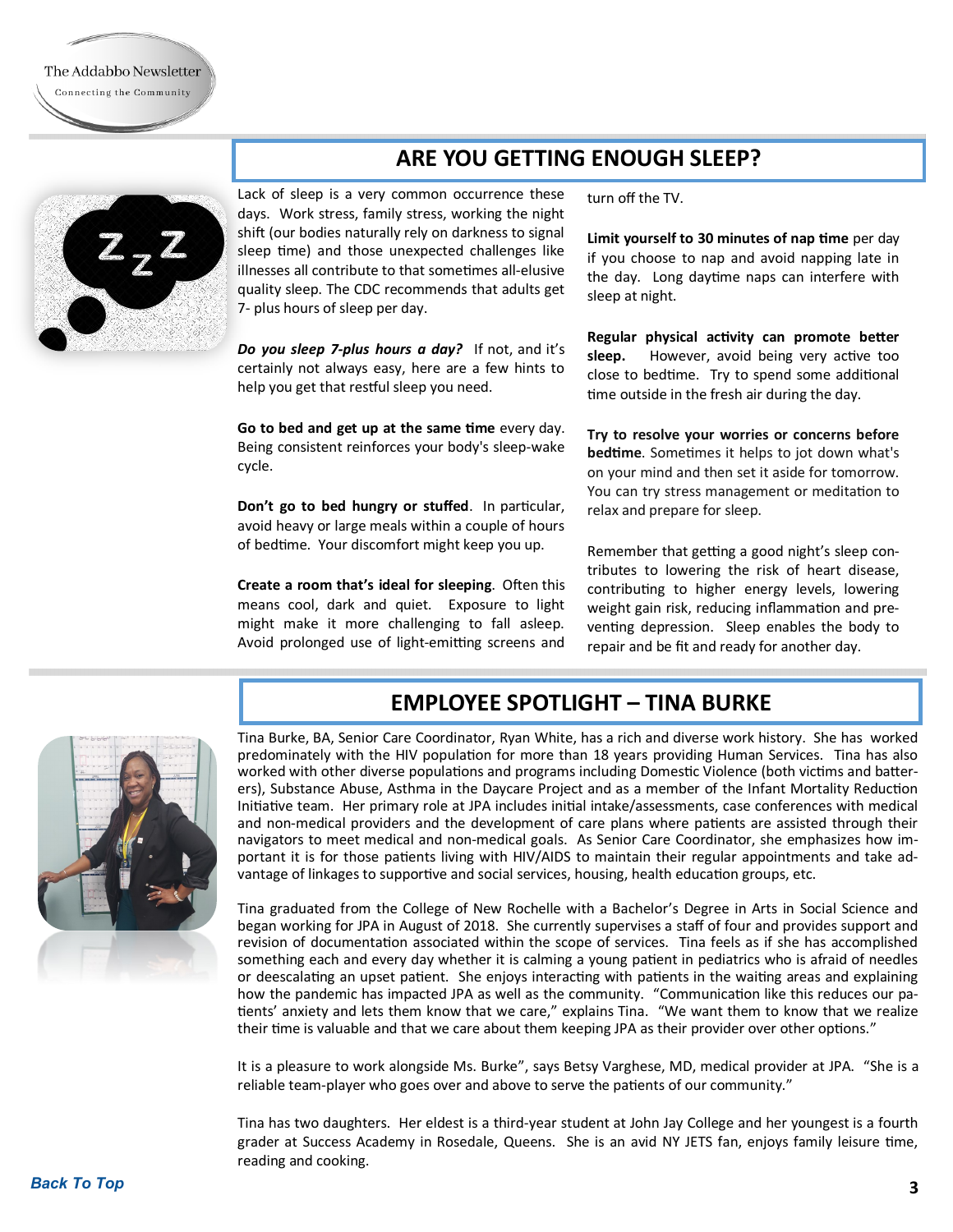## ARE YOU GETTING ENOUGH SLEEP?

Lack of sleep is a very common occurrence these days. Work stress, family stress, working the night shift (our bodies naturally rely on darkness to signal sleep time) and those unexpected challenges like illnesses all contribute to that sometimes all-elusive quality sleep. The CDC recommends that adults get 7- plus hours of sleep per day.

***Do you sleep 7-plus hours a day?*** If not, and it's certainly not always easy, here are a few hints to help you get that restful sleep you need.

**Go to bed and get up at the same time** every day. Being consistent reinforces your body's sleep-wake cycle.

**Don't go to bed hungry or stuffed**. In particular, avoid heavy or large meals within a couple of hours of bedtime. Your discomfort might keep you up.

**Create a room that's ideal for sleeping**. Often this means cool, dark and quiet. Exposure to light might make it more challenging to fall asleep. Avoid prolonged use of light-emitting screens and turn off the TV.

**Limit yourself to 30 minutes of nap time** per day if you choose to nap and avoid napping late in the day. Long daytime naps can interfere with sleep at night.

**Regular physical activity can promote better sleep.** However, avoid being very active too close to bedtime. Try to spend some additional time outside in the fresh air during the day.

**Try to resolve your worries or concerns before bedtime**. Sometimes it helps to jot down what's on your mind and then set it aside for tomorrow. You can try stress management or meditation to relax and prepare for sleep.

Remember that getting a good night's sleep contributes to lowering the risk of heart disease, contributing to higher energy levels, lowering weight gain risk, reducing inflammation and preventing depression. Sleep enables the body to repair and be fit and ready for another day.

## EMPLOYEE SPOTLIGHT – TINA BURKE

Tina Burke, BA, Senior Care Coordinator, Ryan White, has a rich and diverse work history. She has worked predominately with the HIV population for more than 18 years providing Human Services. Tina has also worked with other diverse populations and programs including Domestic Violence (both victims and batterers), Substance Abuse, Asthma in the Daycare Project and as a member of the Infant Mortality Reduction Initiative team. Her primary role at JPA includes initial intake/assessments, case conferences with medical and non-medical providers and the development of care plans where patients are assisted through their navigators to meet medical and non-medical goals. As Senior Care Coordinator, she emphasizes how important it is for those patients living with HIV/AIDS to maintain their regular appointments and take advantage of linkages to supportive and social services, housing, health education groups, etc.

Tina graduated from the College of New Rochelle with a Bachelor's Degree in Arts in Social Science and began working for JPA in August of 2018. She currently supervises a staff of four and provides support and revision of documentation associated within the scope of services. Tina feels as if she has accomplished something each and every day whether it is calming a young patient in pediatrics who is afraid of needles or deescalating an upset patient. She enjoys interacting with patients in the waiting areas and explaining how the pandemic has impacted JPA as well as the community. "Communication like this reduces our patients' anxiety and lets them know that we care," explains Tina. "We want them to know that we realize their time is valuable and that we care about them keeping JPA as their provider over other options."

It is a pleasure to work alongside Ms. Burke", says Betsy Varghese, MD, medical provider at JPA. "She is a reliable team-player who goes over and above to serve the patients of our community."

Tina has two daughters. Her eldest is a third-year student at John Jay College and her youngest is a fourth grader at Success Academy in Rosedale, Queens. She is an avid NY JETS fan, enjoys family leisure time, reading and cooking.

*Back To Top*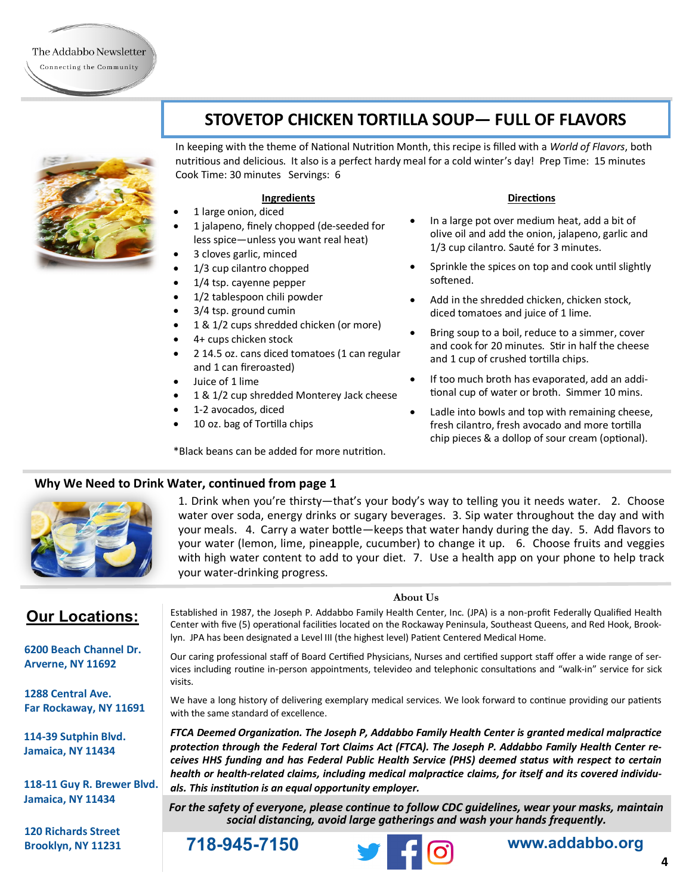# STOVETOP CHICKEN TORTILLA SOUP— FULL OF FLAVORS

In keeping with the theme of National Nutrition Month, this recipe is filled with a *World of Flavors*, both nutritious and delicious. It also is a perfect hardy meal for a cold winter's day! Prep Time: 15 minutes Cook Time: 30 minutes Servings: 6

**Ingredients**

- 1 large onion, diced
- 1 jalapeno, finely chopped (de-seeded for less spice—unless you want real heat)
- 3 cloves garlic, minced
- 1/3 cup cilantro chopped
- 1/4 tsp. cayenne pepper
- 1/2 tablespoon chili powder
- 3/4 tsp. ground cumin
- 1 & 1/2 cups shredded chicken (or more)
- 4+ cups chicken stock
- 2 14.5 oz. cans diced tomatoes (1 can regular and 1 can fireroasted)
- Juice of 1 lime
- 1 & 1/2 cup shredded Monterey Jack cheese
- 1-2 avocados, diced
- 10 oz. bag of Tortilla chips

*Black beans can be added for more nutrition.

**Directions**

- In a large pot over medium heat, add a bit of olive oil and add the onion, jalapeno, garlic and 1/3 cup cilantro. Sauté for 3 minutes.
- Sprinkle the spices on top and cook until slightly softened.
- Add in the shredded chicken, chicken stock, diced tomatoes and juice of 1 lime.
- Bring soup to a boil, reduce to a simmer, cover and cook for 20 minutes. Stir in half the cheese and 1 cup of crushed tortilla chips.
- If too much broth has evaporated, add an additional cup of water or broth. Simmer 10 mins.
- Ladle into bowls and top with remaining cheese, fresh cilantro, fresh avocado and more tortilla chip pieces & a dollop of sour cream (optional).

## Why We Need to Drink Water, continued from page 1

1. Drink when you're thirsty—that's your body's way to telling you it needs water. 2. Choose water over soda, energy drinks or sugary beverages. 3. Sip water throughout the day and with your meals. 4. Carry a water bottle—keeps that water handy during the day. 5. Add flavors to your water (lemon, lime, pineapple, cucumber) to change it up. 6. Choose fruits and veggies with high water content to add to your diet. 7. Use a health app on your phone to help track your water-drinking progress.

## Our Locations:

**6200 Beach Channel Dr.**
**Arverne, NY 11692**

**1288 Central Ave.**
**Far Rockaway, NY 11691**

**114-39 Sutphin Blvd.**
**Jamaica, NY 11434**

**118-11 Guy R. Brewer Blvd.**
**Jamaica, NY 11434**

**120 Richards Street**
**Brooklyn, NY 11231**

## About Us

Established in 1987, the Joseph P. Addabbo Family Health Center, Inc. (JPA) is a non-profit Federally Qualified Health Center with five (5) operational facilities located on the Rockaway Peninsula, Southeast Queens, and Red Hook, Brooklyn. JPA has been designated a Level III (the highest level) Patient Centered Medical Home.

Our caring professional staff of Board Certified Physicians, Nurses and certified support staff offer a wide range of services including routine in-person appointments, televideo and telephonic consultations and "walk-in" service for sick visits.

We have a long history of delivering exemplary medical services. We look forward to continue providing our patients with the same standard of excellence.

***FTCA Deemed Organization. The Joseph P, Addabbo Family Health Center is granted medical malpractice protection through the Federal Tort Claims Act (FTCA). The Joseph P. Addabbo Family Health Center receives HHS funding and has Federal Public Health Service (PHS) deemed status with respect to certain health or health-related claims, including medical malpractice claims, for itself and its covered individuals. This institution is an equal opportunity employer.***

***For the safety of everyone, please continue to follow CDC guidelines, wear your masks, maintain social distancing, avoid large gatherings and wash your hands frequently.***

**718-945-7150** **www.addabbo.org**